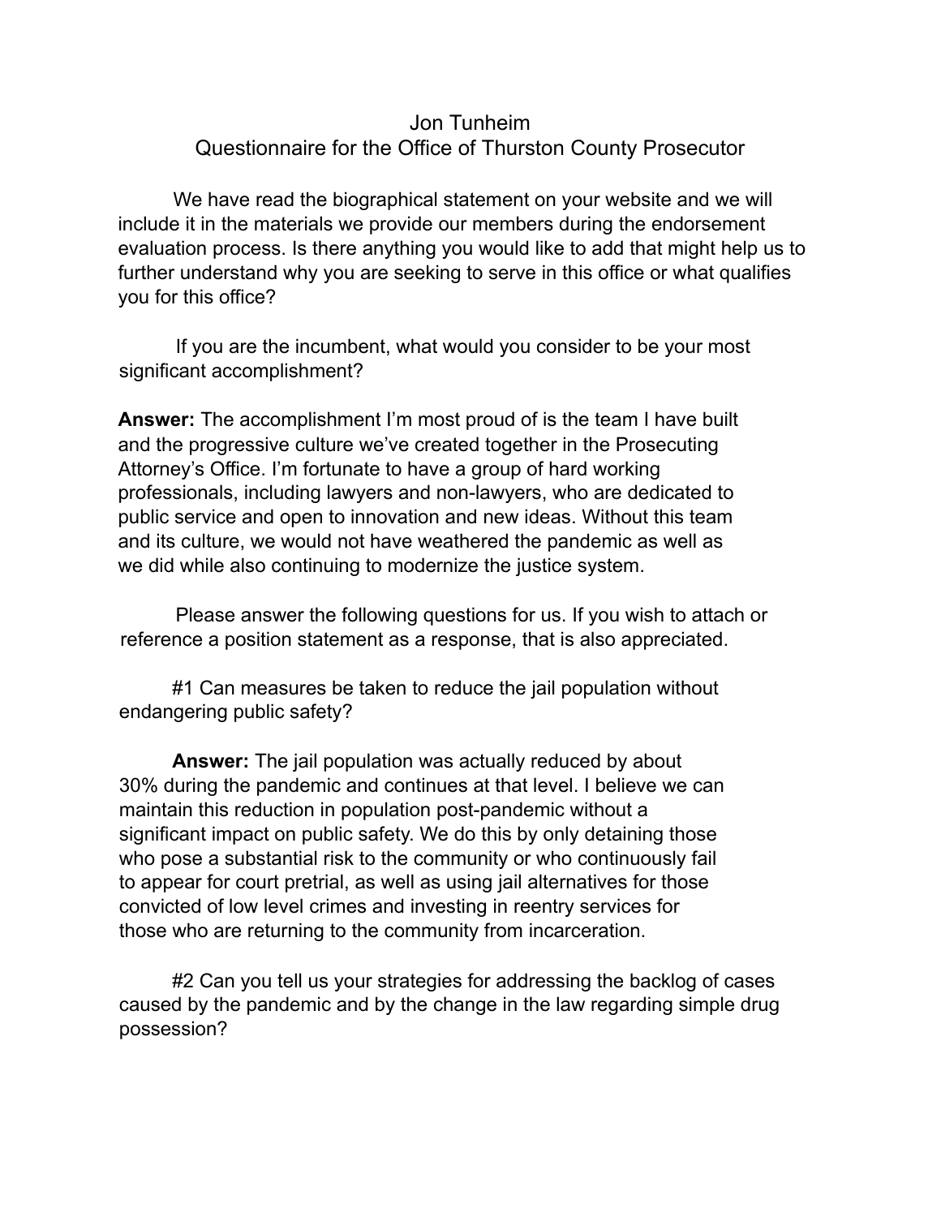# Jon Tunheim
## Questionnaire for the Office of Thurston County Prosecutor

We have read the biographical statement on your website and we will include it in the materials we provide our members during the endorsement evaluation process. Is there anything you would like to add that might help us to further understand why you are seeking to serve in this office or what qualifies you for this office?

If you are the incumbent, what would you consider to be your most significant accomplishment?

**Answer:** The accomplishment I'm most proud of is the team I have built and the progressive culture we've created together in the Prosecuting Attorney's Office. I'm fortunate to have a group of hard working professionals, including lawyers and non-lawyers, who are dedicated to public service and open to innovation and new ideas. Without this team and its culture, we would not have weathered the pandemic as well as we did while also continuing to modernize the justice system.

Please answer the following questions for us. If you wish to attach or reference a position statement as a response, that is also appreciated.

#1 Can measures be taken to reduce the jail population without endangering public safety?

**Answer:** The jail population was actually reduced by about 30% during the pandemic and continues at that level. I believe we can maintain this reduction in population post-pandemic without a significant impact on public safety. We do this by only detaining those who pose a substantial risk to the community or who continuously fail to appear for court pretrial, as well as using jail alternatives for those convicted of low level crimes and investing in reentry services for those who are returning to the community from incarceration.

#2 Can you tell us your strategies for addressing the backlog of cases caused by the pandemic and by the change in the law regarding simple drug possession?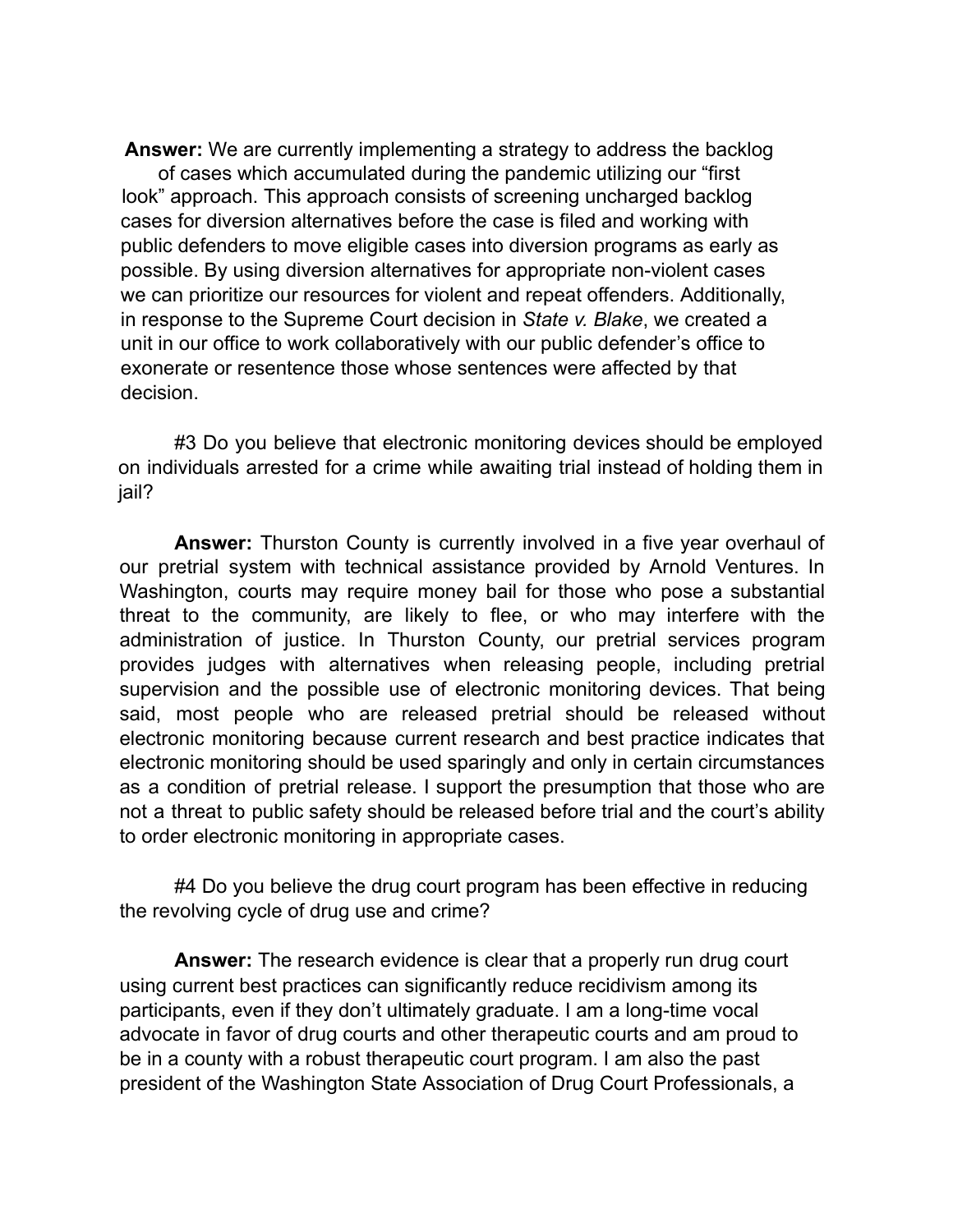**Answer:** We are currently implementing a strategy to address the backlog of cases which accumulated during the pandemic utilizing our "first look" approach. This approach consists of screening uncharged backlog cases for diversion alternatives before the case is filed and working with public defenders to move eligible cases into diversion programs as early as possible. By using diversion alternatives for appropriate non-violent cases we can prioritize our resources for violent and repeat offenders. Additionally, in response to the Supreme Court decision in *State v. Blake*, we created a unit in our office to work collaboratively with our public defender's office to exonerate or resentence those whose sentences were affected by that decision.

#3 Do you believe that electronic monitoring devices should be employed on individuals arrested for a crime while awaiting trial instead of holding them in jail?

**Answer:** Thurston County is currently involved in a five year overhaul of our pretrial system with technical assistance provided by Arnold Ventures. In Washington, courts may require money bail for those who pose a substantial threat to the community, are likely to flee, or who may interfere with the administration of justice. In Thurston County, our pretrial services program provides judges with alternatives when releasing people, including pretrial supervision and the possible use of electronic monitoring devices. That being said, most people who are released pretrial should be released without electronic monitoring because current research and best practice indicates that electronic monitoring should be used sparingly and only in certain circumstances as a condition of pretrial release. I support the presumption that those who are not a threat to public safety should be released before trial and the court's ability to order electronic monitoring in appropriate cases.

#4 Do you believe the drug court program has been effective in reducing the revolving cycle of drug use and crime?

**Answer:** The research evidence is clear that a properly run drug court using current best practices can significantly reduce recidivism among its participants, even if they don't ultimately graduate. I am a long-time vocal advocate in favor of drug courts and other therapeutic courts and am proud to be in a county with a robust therapeutic court program. I am also the past president of the Washington State Association of Drug Court Professionals, a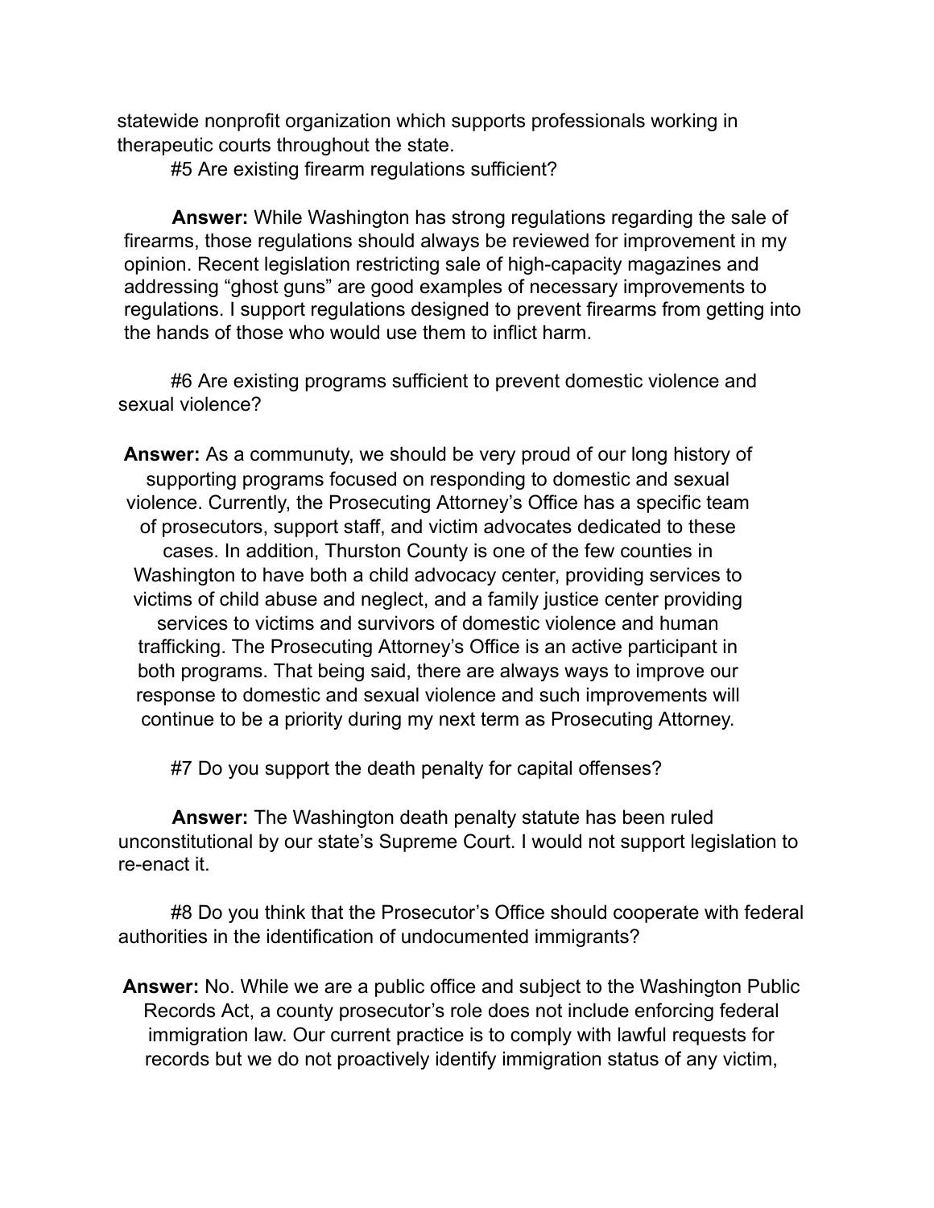statewide nonprofit organization which supports professionals working in therapeutic courts throughout the state.

#5 Are existing firearm regulations sufficient?

**Answer:** While Washington has strong regulations regarding the sale of firearms, those regulations should always be reviewed for improvement in my opinion. Recent legislation restricting sale of high-capacity magazines and addressing "ghost guns" are good examples of necessary improvements to regulations. I support regulations designed to prevent firearms from getting into the hands of those who would use them to inflict harm.

#6 Are existing programs sufficient to prevent domestic violence and sexual violence?

**Answer:** As a communuty, we should be very proud of our long history of supporting programs focused on responding to domestic and sexual violence. Currently, the Prosecuting Attorney's Office has a specific team of prosecutors, support staff, and victim advocates dedicated to these cases. In addition, Thurston County is one of the few counties in Washington to have both a child advocacy center, providing services to victims of child abuse and neglect, and a family justice center providing services to victims and survivors of domestic violence and human trafficking. The Prosecuting Attorney's Office is an active participant in both programs. That being said, there are always ways to improve our response to domestic and sexual violence and such improvements will continue to be a priority during my next term as Prosecuting Attorney.

#7 Do you support the death penalty for capital offenses?

**Answer:** The Washington death penalty statute has been ruled unconstitutional by our state's Supreme Court. I would not support legislation to re-enact it.

#8 Do you think that the Prosecutor's Office should cooperate with federal authorities in the identification of undocumented immigrants?

**Answer:** No. While we are a public office and subject to the Washington Public Records Act, a county prosecutor's role does not include enforcing federal immigration law. Our current practice is to comply with lawful requests for records but we do not proactively identify immigration status of any victim,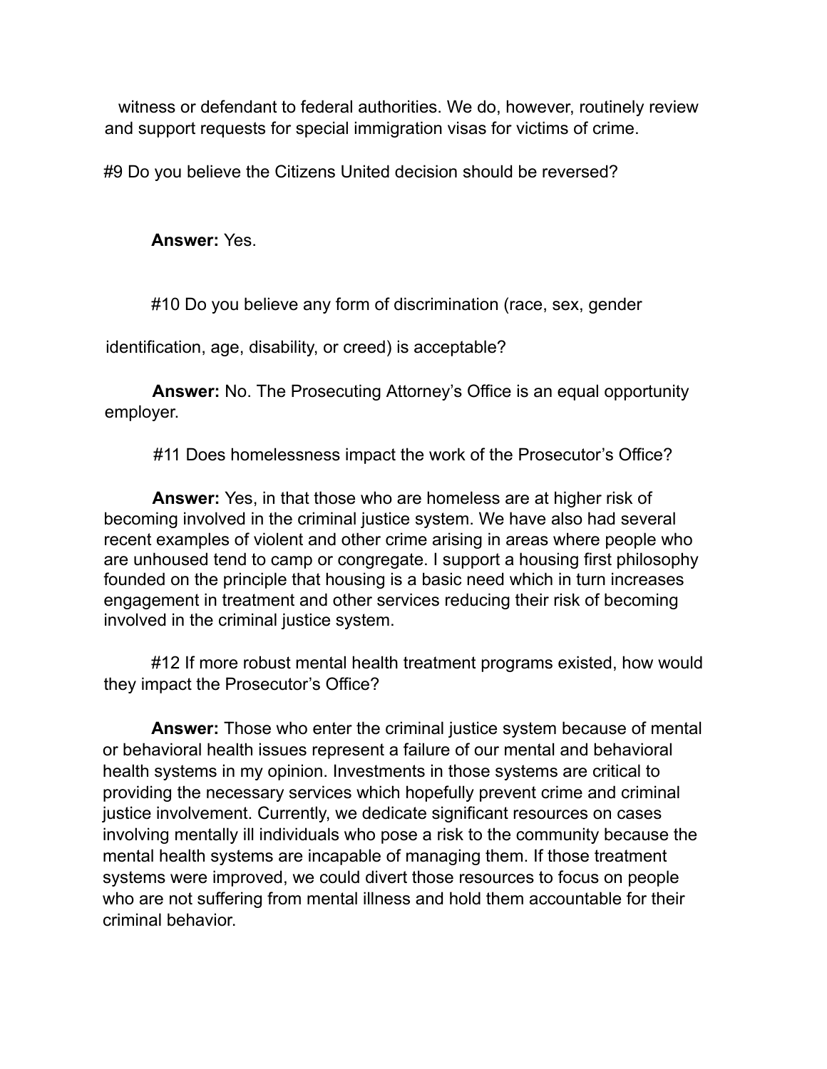witness or defendant to federal authorities. We do, however, routinely review and support requests for special immigration visas for victims of crime.

#9 Do you believe the Citizens United decision should be reversed?

**Answer:** Yes.

#10 Do you believe any form of discrimination (race, sex, gender identification, age, disability, or creed) is acceptable?

**Answer:** No. The Prosecuting Attorney's Office is an equal opportunity employer.

#11 Does homelessness impact the work of the Prosecutor's Office?

**Answer:** Yes, in that those who are homeless are at higher risk of becoming involved in the criminal justice system. We have also had several recent examples of violent and other crime arising in areas where people who are unhoused tend to camp or congregate. I support a housing first philosophy founded on the principle that housing is a basic need which in turn increases engagement in treatment and other services reducing their risk of becoming involved in the criminal justice system.

#12 If more robust mental health treatment programs existed, how would they impact the Prosecutor's Office?

**Answer:** Those who enter the criminal justice system because of mental or behavioral health issues represent a failure of our mental and behavioral health systems in my opinion. Investments in those systems are critical to providing the necessary services which hopefully prevent crime and criminal justice involvement. Currently, we dedicate significant resources on cases involving mentally ill individuals who pose a risk to the community because the mental health systems are incapable of managing them. If those treatment systems were improved, we could divert those resources to focus on people who are not suffering from mental illness and hold them accountable for their criminal behavior.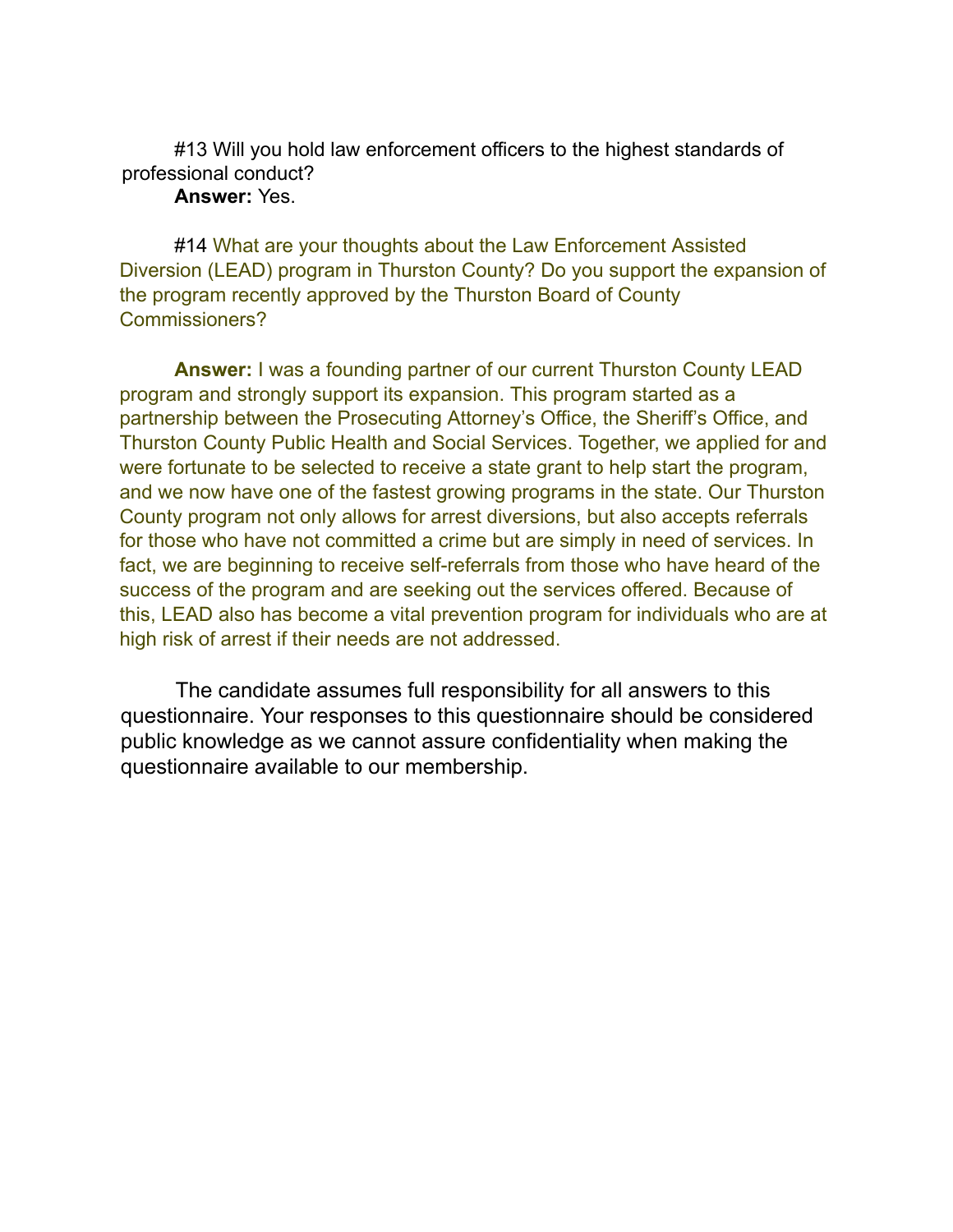#13 Will you hold law enforcement officers to the highest standards of professional conduct?

**Answer:** Yes.

#14 What are your thoughts about the Law Enforcement Assisted Diversion (LEAD) program in Thurston County? Do you support the expansion of the program recently approved by the Thurston Board of County Commissioners?

**Answer:** I was a founding partner of our current Thurston County LEAD program and strongly support its expansion. This program started as a partnership between the Prosecuting Attorney's Office, the Sheriff's Office, and Thurston County Public Health and Social Services. Together, we applied for and were fortunate to be selected to receive a state grant to help start the program, and we now have one of the fastest growing programs in the state. Our Thurston County program not only allows for arrest diversions, but also accepts referrals for those who have not committed a crime but are simply in need of services. In fact, we are beginning to receive self-referrals from those who have heard of the success of the program and are seeking out the services offered. Because of this, LEAD also has become a vital prevention program for individuals who are at high risk of arrest if their needs are not addressed.

The candidate assumes full responsibility for all answers to this questionnaire. Your responses to this questionnaire should be considered public knowledge as we cannot assure confidentiality when making the questionnaire available to our membership.